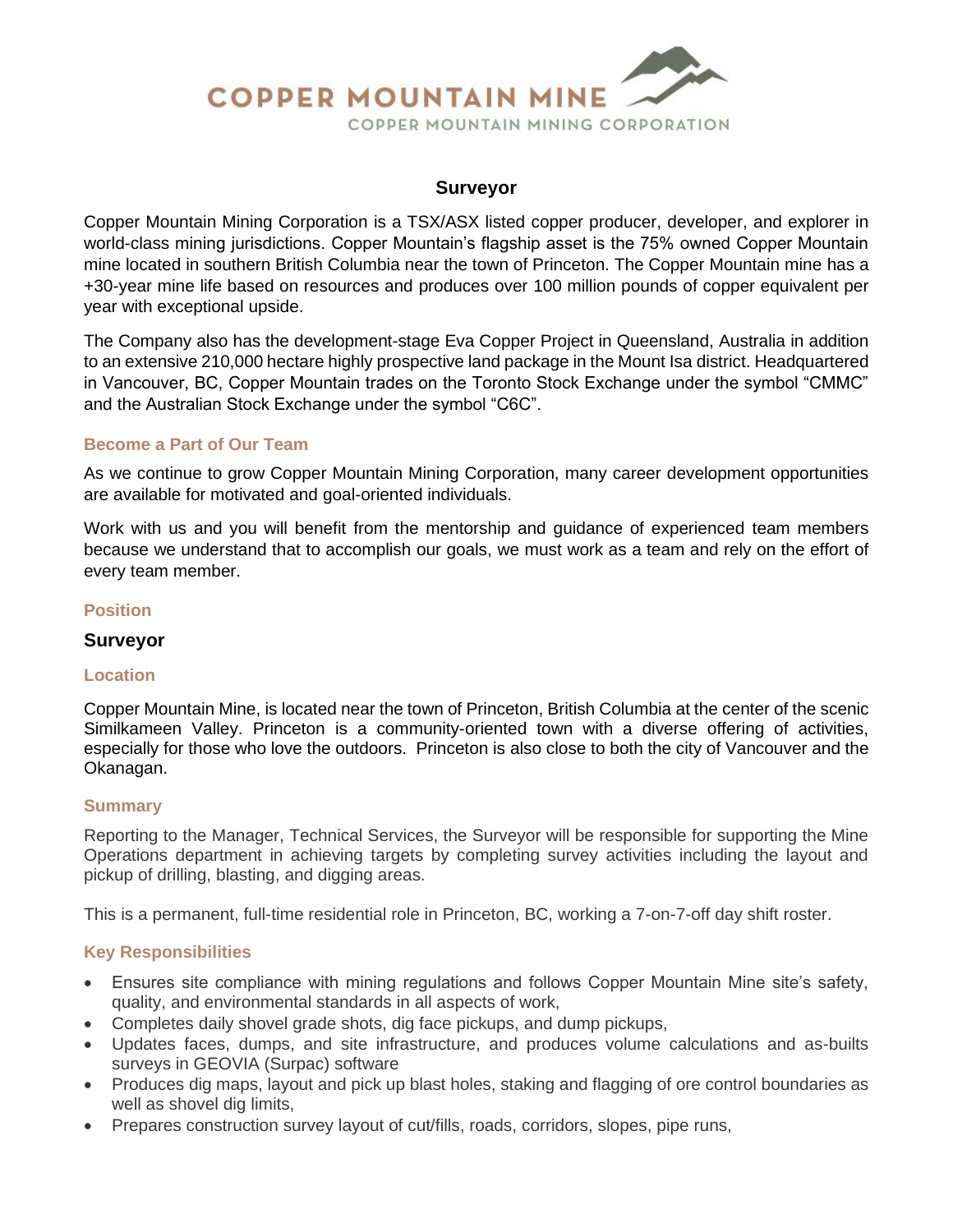COPPER MOUNTAIN MINE

COPPER MOUNTAIN MINING CORPORATION

# Surveyor

Copper Mountain Mining Corporation is a TSX/ASX listed copper producer, developer, and explorer in world-class mining jurisdictions. Copper Mountain's flagship asset is the 75% owned Copper Mountain mine located in southern British Columbia near the town of Princeton. The Copper Mountain mine has a +30-year mine life based on resources and produces over 100 million pounds of copper equivalent per year with exceptional upside.

The Company also has the development-stage Eva Copper Project in Queensland, Australia in addition to an extensive 210,000 hectare highly prospective land package in the Mount Isa district. Headquartered in Vancouver, BC, Copper Mountain trades on the Toronto Stock Exchange under the symbol "CMMC" and the Australian Stock Exchange under the symbol "C6C".

## Become a Part of Our Team

As we continue to grow Copper Mountain Mining Corporation, many career development opportunities are available for motivated and goal-oriented individuals.

Work with us and you will benefit from the mentorship and guidance of experienced team members because we understand that to accomplish our goals, we must work as a team and rely on the effort of every team member.

## Position

**Surveyor**

## Location

Copper Mountain Mine, is located near the town of Princeton, British Columbia at the center of the scenic Similkameen Valley. Princeton is a community-oriented town with a diverse offering of activities, especially for those who love the outdoors. Princeton is also close to both the city of Vancouver and the Okanagan.

## Summary

Reporting to the Manager, Technical Services, the Surveyor will be responsible for supporting the Mine Operations department in achieving targets by completing survey activities including the layout and pickup of drilling, blasting, and digging areas.

This is a permanent, full-time residential role in Princeton, BC, working a 7-on-7-off day shift roster.

## Key Responsibilities

- Ensures site compliance with mining regulations and follows Copper Mountain Mine site's safety, quality, and environmental standards in all aspects of work,
- Completes daily shovel grade shots, dig face pickups, and dump pickups,
- Updates faces, dumps, and site infrastructure, and produces volume calculations and as-builts surveys in GEOVIA (Surpac) software
- Produces dig maps, layout and pick up blast holes, staking and flagging of ore control boundaries as well as shovel dig limits,
- Prepares construction survey layout of cut/fills, roads, corridors, slopes, pipe runs,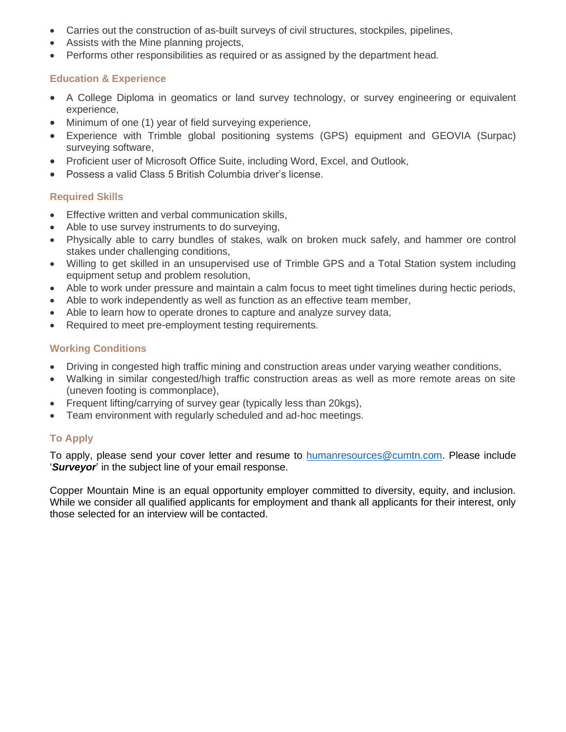- Carries out the construction of as-built surveys of civil structures, stockpiles, pipelines,
- Assists with the Mine planning projects,
- Performs other responsibilities as required or as assigned by the department head.

### Education & Experience

- A College Diploma in geomatics or land survey technology, or survey engineering or equivalent experience,
- Minimum of one (1) year of field surveying experience,
- Experience with Trimble global positioning systems (GPS) equipment and GEOVIA (Surpac) surveying software,
- Proficient user of Microsoft Office Suite, including Word, Excel, and Outlook,
- Possess a valid Class 5 British Columbia driver's license.

### Required Skills

- Effective written and verbal communication skills,
- Able to use survey instruments to do surveying,
- Physically able to carry bundles of stakes, walk on broken muck safely, and hammer ore control stakes under challenging conditions,
- Willing to get skilled in an unsupervised use of Trimble GPS and a Total Station system including equipment setup and problem resolution,
- Able to work under pressure and maintain a calm focus to meet tight timelines during hectic periods,
- Able to work independently as well as function as an effective team member,
- Able to learn how to operate drones to capture and analyze survey data,
- Required to meet pre-employment testing requirements.

### Working Conditions

- Driving in congested high traffic mining and construction areas under varying weather conditions,
- Walking in similar congested/high traffic construction areas as well as more remote areas on site (uneven footing is commonplace),
- Frequent lifting/carrying of survey gear (typically less than 20kgs),
- Team environment with regularly scheduled and ad-hoc meetings.

### To Apply

To apply, please send your cover letter and resume to humanresources@cumtn.com. Please include '***Surveyor***' in the subject line of your email response.

Copper Mountain Mine is an equal opportunity employer committed to diversity, equity, and inclusion. While we consider all qualified applicants for employment and thank all applicants for their interest, only those selected for an interview will be contacted.